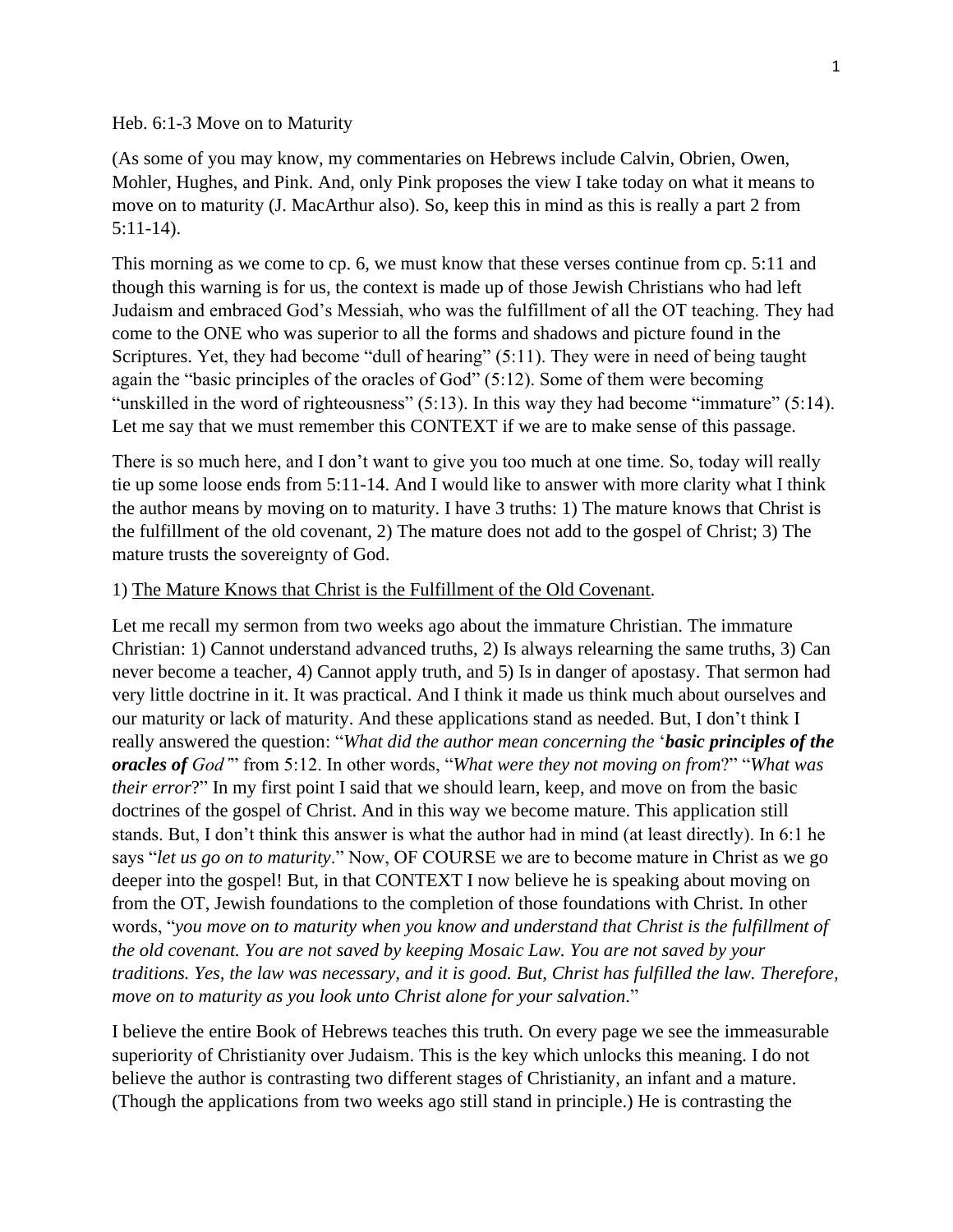Heb. 6:1-3 Move on to Maturity

(As some of you may know, my commentaries on Hebrews include Calvin, Obrien, Owen, Mohler, Hughes, and Pink. And, only Pink proposes the view I take today on what it means to move on to maturity (J. MacArthur also). So, keep this in mind as this is really a part 2 from 5:11-14).

This morning as we come to cp. 6, we must know that these verses continue from cp. 5:11 and though this warning is for us, the context is made up of those Jewish Christians who had left Judaism and embraced God's Messiah, who was the fulfillment of all the OT teaching. They had come to the ONE who was superior to all the forms and shadows and picture found in the Scriptures. Yet, they had become "dull of hearing" (5:11). They were in need of being taught again the "basic principles of the oracles of God" (5:12). Some of them were becoming "unskilled in the word of righteousness" (5:13). In this way they had become "immature" (5:14). Let me say that we must remember this CONTEXT if we are to make sense of this passage.

There is so much here, and I don't want to give you too much at one time. So, today will really tie up some loose ends from 5:11-14. And I would like to answer with more clarity what I think the author means by moving on to maturity. I have 3 truths: 1) The mature knows that Christ is the fulfillment of the old covenant, 2) The mature does not add to the gospel of Christ; 3) The mature trusts the sovereignty of God.

1) <u>The Mature Knows that Christ is the Fulfillment of the Old Covenant</u>.

Let me recall my sermon from two weeks ago about the immature Christian. The immature Christian: 1) Cannot understand advanced truths, 2) Is always relearning the same truths, 3) Can never become a teacher, 4) Cannot apply truth, and 5) Is in danger of apostasy. That sermon had very little doctrine in it. It was practical. And I think it made us think much about ourselves and our maturity or lack of maturity. And these applications stand as needed. But, I don't think I really answered the question: "*What did the author mean concerning the* '***basic principles of the oracles of** God*'" from 5:12. In other words, "*What were they not moving on from*?" "*What was their error*?" In my first point I said that we should learn, keep, and move on from the basic doctrines of the gospel of Christ. And in this way we become mature. This application still stands. But, I don't think this answer is what the author had in mind (at least directly). In 6:1 he says "*let us go on to maturity*." Now, OF COURSE we are to become mature in Christ as we go deeper into the gospel! But, in that CONTEXT I now believe he is speaking about moving on from the OT, Jewish foundations to the completion of those foundations with Christ. In other words, "*you move on to maturity when you know and understand that Christ is the fulfillment of the old covenant. You are not saved by keeping Mosaic Law. You are not saved by your traditions. Yes, the law was necessary, and it is good. But, Christ has fulfilled the law. Therefore, move on to maturity as you look unto Christ alone for your salvation*."

I believe the entire Book of Hebrews teaches this truth. On every page we see the immeasurable superiority of Christianity over Judaism. This is the key which unlocks this meaning. I do not believe the author is contrasting two different stages of Christianity, an infant and a mature. (Though the applications from two weeks ago still stand in principle.) He is contrasting the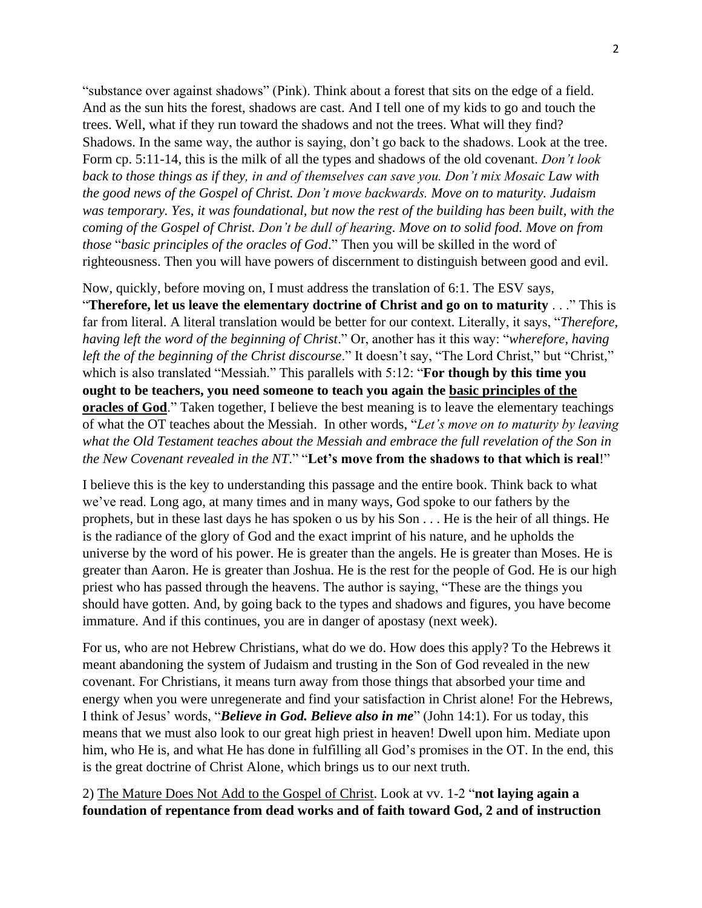"substance over against shadows" (Pink). Think about a forest that sits on the edge of a field. And as the sun hits the forest, shadows are cast. And I tell one of my kids to go and touch the trees. Well, what if they run toward the shadows and not the trees. What will they find? Shadows. In the same way, the author is saying, don't go back to the shadows. Look at the tree. Form cp. 5:11-14, this is the milk of all the types and shadows of the old covenant. *Don't look back to those things as if they, in and of themselves can save you. Don't mix Mosaic Law with the good news of the Gospel of Christ. Don't move backwards. Move on to maturity. Judaism was temporary. Yes, it was foundational, but now the rest of the building has been built, with the coming of the Gospel of Christ. Don't be dull of hearing. Move on to solid food. Move on from those* "*basic principles of the oracles of God*." Then you will be skilled in the word of righteousness. Then you will have powers of discernment to distinguish between good and evil.

Now, quickly, before moving on, I must address the translation of 6:1. The ESV says, "**Therefore, let us leave the elementary doctrine of Christ and go on to maturity** . . ." This is far from literal. A literal translation would be better for our context. Literally, it says, "*Therefore, having left the word of the beginning of Christ*." Or, another has it this way: "*wherefore, having left the of the beginning of the Christ discourse*." It doesn't say, "The Lord Christ," but "Christ," which is also translated "Messiah." This parallels with 5:12: "**For though by this time you ought to be teachers, you need someone to teach you again the <u>basic principles of the oracles of God</u>**." Taken together, I believe the best meaning is to leave the elementary teachings of what the OT teaches about the Messiah. In other words, "*Let's move on to maturity by leaving what the Old Testament teaches about the Messiah and embrace the full revelation of the Son in the New Covenant revealed in the NT*." "**Let's move from the shadows to that which is real**!"

I believe this is the key to understanding this passage and the entire book. Think back to what we've read. Long ago, at many times and in many ways, God spoke to our fathers by the prophets, but in these last days he has spoken o us by his Son . . . He is the heir of all things. He is the radiance of the glory of God and the exact imprint of his nature, and he upholds the universe by the word of his power. He is greater than the angels. He is greater than Moses. He is greater than Aaron. He is greater than Joshua. He is the rest for the people of God. He is our high priest who has passed through the heavens. The author is saying, "These are the things you should have gotten. And, by going back to the types and shadows and figures, you have become immature. And if this continues, you are in danger of apostasy (next week).

For us, who are not Hebrew Christians, what do we do. How does this apply? To the Hebrews it meant abandoning the system of Judaism and trusting in the Son of God revealed in the new covenant. For Christians, it means turn away from those things that absorbed your time and energy when you were unregenerate and find your satisfaction in Christ alone! For the Hebrews, I think of Jesus' words, "***Believe in God. Believe also in me***" (John 14:1). For us today, this means that we must also look to our great high priest in heaven! Dwell upon him. Mediate upon him, who He is, and what He has done in fulfilling all God's promises in the OT. In the end, this is the great doctrine of Christ Alone, which brings us to our next truth.

2) <u>The Mature Does Not Add to the Gospel of Christ</u>. Look at vv. 1-2 "**not laying again a foundation of repentance from dead works and of faith toward God, 2 and of instruction**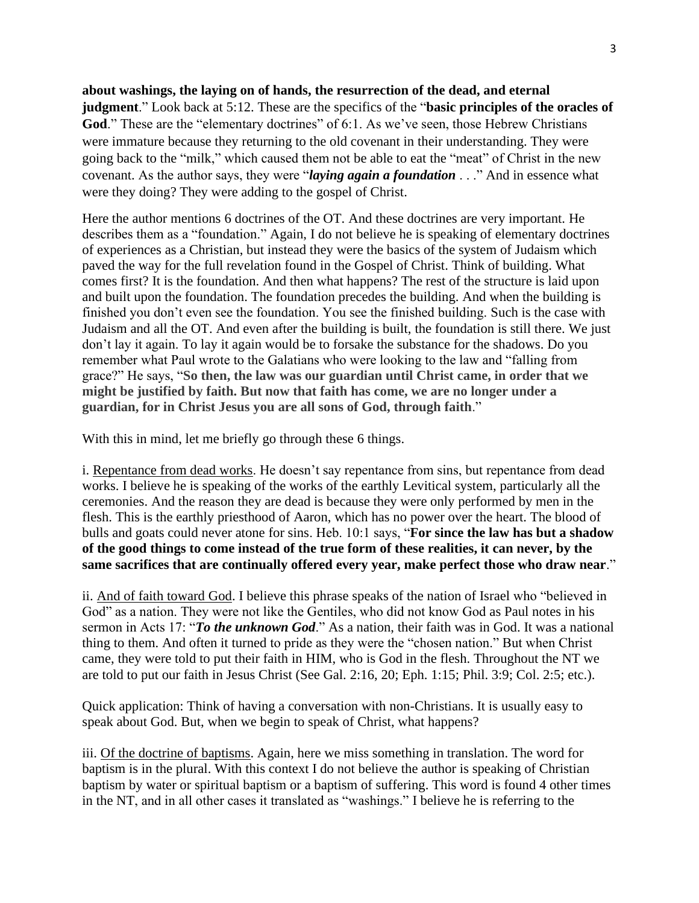**about washings, the laying on of hands, the resurrection of the dead, and eternal judgment**." Look back at 5:12. These are the specifics of the "**basic principles of the oracles of God**." These are the "elementary doctrines" of 6:1. As we've seen, those Hebrew Christians were immature because they returning to the old covenant in their understanding. They were going back to the "milk," which caused them not be able to eat the "meat" of Christ in the new covenant. As the author says, they were "***laying again a foundation*** . . ." And in essence what were they doing? They were adding to the gospel of Christ.

Here the author mentions 6 doctrines of the OT. And these doctrines are very important. He describes them as a "foundation." Again, I do not believe he is speaking of elementary doctrines of experiences as a Christian, but instead they were the basics of the system of Judaism which paved the way for the full revelation found in the Gospel of Christ. Think of building. What comes first? It is the foundation. And then what happens? The rest of the structure is laid upon and built upon the foundation. The foundation precedes the building. And when the building is finished you don't even see the foundation. You see the finished building. Such is the case with Judaism and all the OT. And even after the building is built, the foundation is still there. We just don't lay it again. To lay it again would be to forsake the substance for the shadows. Do you remember what Paul wrote to the Galatians who were looking to the law and "falling from grace?" He says, "**So then, the law was our guardian until Christ came, in order that we might be justified by faith. But now that faith has come, we are no longer under a guardian, for in Christ Jesus you are all sons of God, through faith**."

With this in mind, let me briefly go through these 6 things.

i. <u>Repentance from dead works</u>. He doesn't say repentance from sins, but repentance from dead works. I believe he is speaking of the works of the earthly Levitical system, particularly all the ceremonies. And the reason they are dead is because they were only performed by men in the flesh. This is the earthly priesthood of Aaron, which has no power over the heart. The blood of bulls and goats could never atone for sins. Heb. 10:1 says, "**For since the law has but a shadow of the good things to come instead of the true form of these realities, it can never, by the same sacrifices that are continually offered every year, make perfect those who draw near**."

ii. <u>And of faith toward God</u>. I believe this phrase speaks of the nation of Israel who "believed in God" as a nation. They were not like the Gentiles, who did not know God as Paul notes in his sermon in Acts 17: "***To the unknown God***." As a nation, their faith was in God. It was a national thing to them. And often it turned to pride as they were the "chosen nation." But when Christ came, they were told to put their faith in HIM, who is God in the flesh. Throughout the NT we are told to put our faith in Jesus Christ (See Gal. 2:16, 20; Eph. 1:15; Phil. 3:9; Col. 2:5; etc.).

Quick application: Think of having a conversation with non-Christians. It is usually easy to speak about God. But, when we begin to speak of Christ, what happens?

iii. <u>Of the doctrine of baptisms</u>. Again, here we miss something in translation. The word for baptism is in the plural. With this context I do not believe the author is speaking of Christian baptism by water or spiritual baptism or a baptism of suffering. This word is found 4 other times in the NT, and in all other cases it translated as "washings." I believe he is referring to the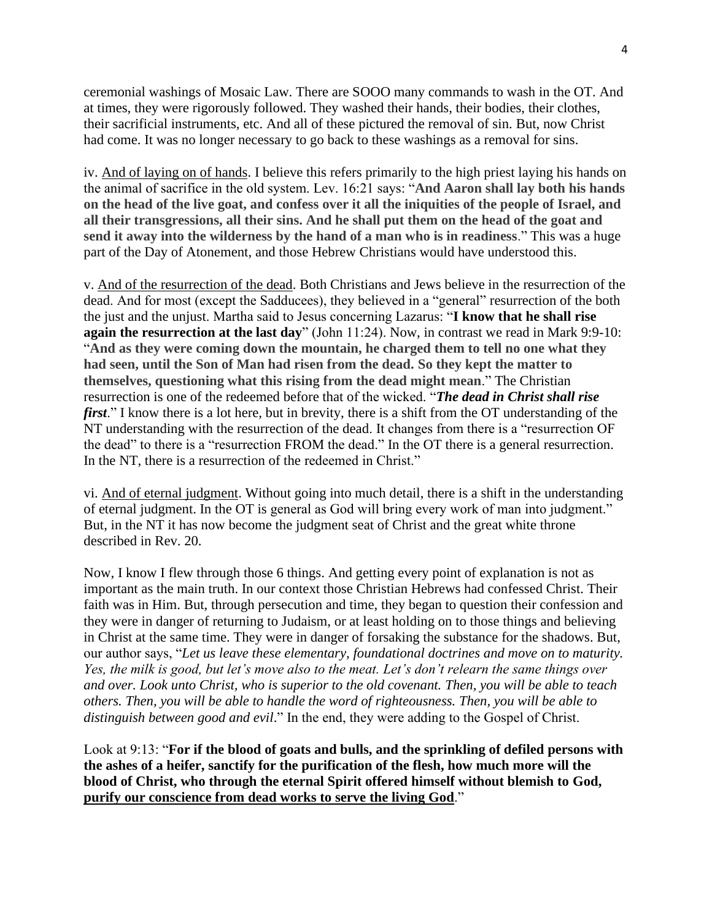ceremonial washings of Mosaic Law. There are SOOO many commands to wash in the OT. And at times, they were rigorously followed. They washed their hands, their bodies, their clothes, their sacrificial instruments, etc. And all of these pictured the removal of sin. But, now Christ had come. It was no longer necessary to go back to these washings as a removal for sins.

iv. <u>And of laying on of hands</u>. I believe this refers primarily to the high priest laying his hands on the animal of sacrifice in the old system. Lev. 16:21 says: "**And Aaron shall lay both his hands on the head of the live goat, and confess over it all the iniquities of the people of Israel, and all their transgressions, all their sins. And he shall put them on the head of the goat and send it away into the wilderness by the hand of a man who is in readiness**." This was a huge part of the Day of Atonement, and those Hebrew Christians would have understood this.

v. <u>And of the resurrection of the dead</u>. Both Christians and Jews believe in the resurrection of the dead. And for most (except the Sadducees), they believed in a "general" resurrection of the both the just and the unjust. Martha said to Jesus concerning Lazarus: "**I know that he shall rise again the resurrection at the last day**" (John 11:24). Now, in contrast we read in Mark 9:9-10: "**And as they were coming down the mountain, he charged them to tell no one what they had seen, until the Son of Man had risen from the dead. So they kept the matter to themselves, questioning what this rising from the dead might mean**." The Christian resurrection is one of the redeemed before that of the wicked. "***The dead in Christ shall rise first***." I know there is a lot here, but in brevity, there is a shift from the OT understanding of the NT understanding with the resurrection of the dead. It changes from there is a "resurrection OF the dead" to there is a "resurrection FROM the dead." In the OT there is a general resurrection. In the NT, there is a resurrection of the redeemed in Christ."

vi. <u>And of eternal judgment</u>. Without going into much detail, there is a shift in the understanding of eternal judgment. In the OT is general as God will bring every work of man into judgment." But, in the NT it has now become the judgment seat of Christ and the great white throne described in Rev. 20.

Now, I know I flew through those 6 things. And getting every point of explanation is not as important as the main truth. In our context those Christian Hebrews had confessed Christ. Their faith was in Him. But, through persecution and time, they began to question their confession and they were in danger of returning to Judaism, or at least holding on to those things and believing in Christ at the same time. They were in danger of forsaking the substance for the shadows. But, our author says, "*Let us leave these elementary, foundational doctrines and move on to maturity. Yes, the milk is good, but let's move also to the meat. Let's don't relearn the same things over and over. Look unto Christ, who is superior to the old covenant. Then, you will be able to teach others. Then, you will be able to handle the word of righteousness. Then, you will be able to distinguish between good and evil*." In the end, they were adding to the Gospel of Christ.

Look at 9:13: "**For if the blood of goats and bulls, and the sprinkling of defiled persons with the ashes of a heifer, sanctify for the purification of the flesh, how much more will the blood of Christ, who through the eternal Spirit offered himself without blemish to God, <u>purify our conscience from dead works to serve the living God</u>**."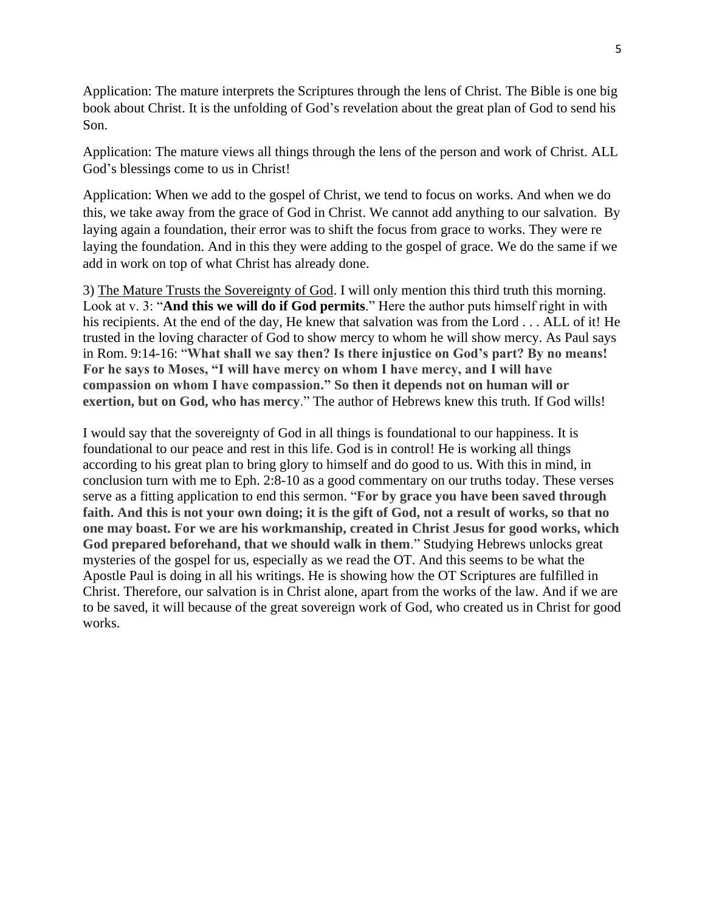Application: The mature interprets the Scriptures through the lens of Christ. The Bible is one big book about Christ. It is the unfolding of God's revelation about the great plan of God to send his Son.

Application: The mature views all things through the lens of the person and work of Christ. ALL God's blessings come to us in Christ!

Application: When we add to the gospel of Christ, we tend to focus on works. And when we do this, we take away from the grace of God in Christ. We cannot add anything to our salvation. By laying again a foundation, their error was to shift the focus from grace to works. They were re laying the foundation. And in this they were adding to the gospel of grace. We do the same if we add in work on top of what Christ has already done.

3) The Mature Trusts the Sovereignty of God. I will only mention this third truth this morning. Look at v. 3: "**And this we will do if God permits**." Here the author puts himself right in with his recipients. At the end of the day, He knew that salvation was from the Lord . . . ALL of it! He trusted in the loving character of God to show mercy to whom he will show mercy. As Paul says in Rom. 9:14-16: "**What shall we say then? Is there injustice on God's part? By no means! For he says to Moses, "I will have mercy on whom I have mercy, and I will have compassion on whom I have compassion." So then it depends not on human will or exertion, but on God, who has mercy**." The author of Hebrews knew this truth. If God wills!

I would say that the sovereignty of God in all things is foundational to our happiness. It is foundational to our peace and rest in this life. God is in control! He is working all things according to his great plan to bring glory to himself and do good to us. With this in mind, in conclusion turn with me to Eph. 2:8-10 as a good commentary on our truths today. These verses serve as a fitting application to end this sermon. "**For by grace you have been saved through faith. And this is not your own doing; it is the gift of God, not a result of works, so that no one may boast. For we are his workmanship, created in Christ Jesus for good works, which God prepared beforehand, that we should walk in them**." Studying Hebrews unlocks great mysteries of the gospel for us, especially as we read the OT. And this seems to be what the Apostle Paul is doing in all his writings. He is showing how the OT Scriptures are fulfilled in Christ. Therefore, our salvation is in Christ alone, apart from the works of the law. And if we are to be saved, it will because of the great sovereign work of God, who created us in Christ for good works.